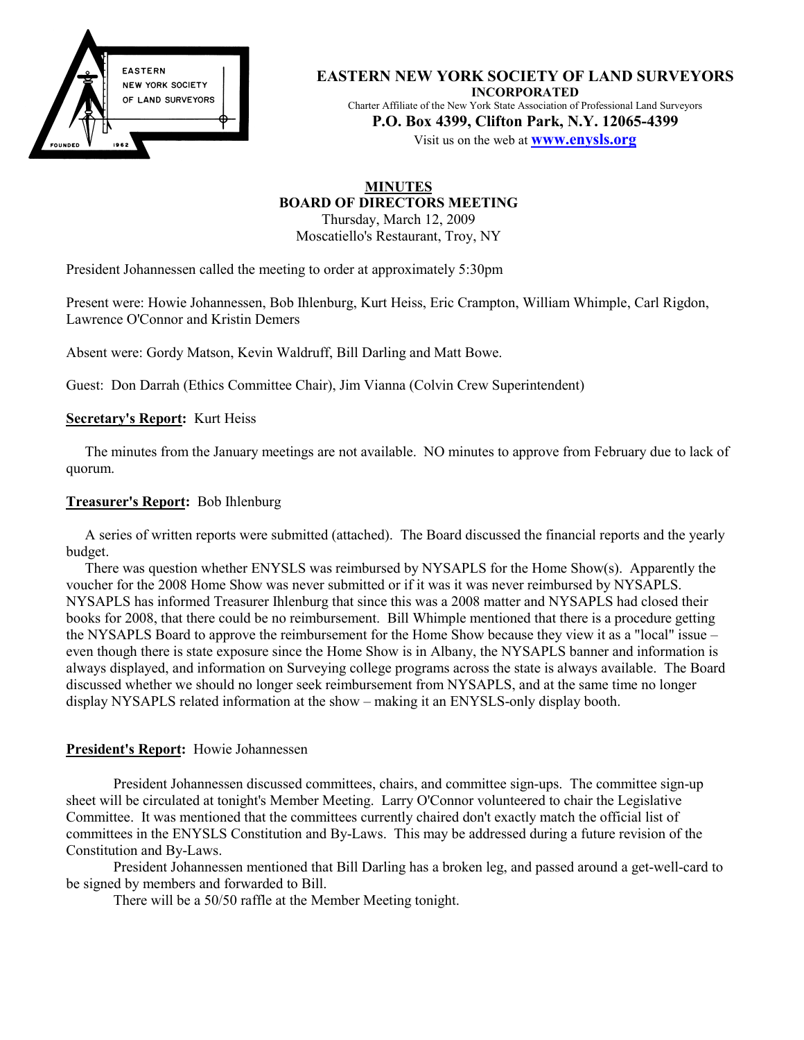# EASTERN NEW YORK SOCIETY OF LAND SURVEYORS

**INCORPORATED**

Charter Affiliate of the New York State Association of Professional Land Surveyors

**P.O. Box 4399, Clifton Park, N.Y. 12065-4399**

Visit us on the web at **www.enysls.org**

## MINUTES
## BOARD OF DIRECTORS MEETING

Thursday, March 12, 2009
Moscatiello's Restaurant, Troy, NY

President Johannessen called the meeting to order at approximately 5:30pm

Present were: Howie Johannessen, Bob Ihlenburg, Kurt Heiss, Eric Crampton, William Whimple, Carl Rigdon, Lawrence O'Connor and Kristin Demers

Absent were: Gordy Matson, Kevin Waldruff, Bill Darling and Matt Bowe.

Guest: Don Darrah (Ethics Committee Chair), Jim Vianna (Colvin Crew Superintendent)

**Secretary's Report:** Kurt Heiss

The minutes from the January meetings are not available. NO minutes to approve from February due to lack of quorum.

**Treasurer's Report:** Bob Ihlenburg

A series of written reports were submitted (attached). The Board discussed the financial reports and the yearly budget.

There was question whether ENYSLS was reimbursed by NYSAPLS for the Home Show(s). Apparently the voucher for the 2008 Home Show was never submitted or if it was it was never reimbursed by NYSAPLS. NYSAPLS has informed Treasurer Ihlenburg that since this was a 2008 matter and NYSAPLS had closed their books for 2008, that there could be no reimbursement. Bill Whimple mentioned that there is a procedure getting the NYSAPLS Board to approve the reimbursement for the Home Show because they view it as a "local" issue – even though there is state exposure since the Home Show is in Albany, the NYSAPLS banner and information is always displayed, and information on Surveying college programs across the state is always available. The Board discussed whether we should no longer seek reimbursement from NYSAPLS, and at the same time no longer display NYSAPLS related information at the show – making it an ENYSLS-only display booth.

**President's Report:** Howie Johannessen

President Johannessen discussed committees, chairs, and committee sign-ups. The committee sign-up sheet will be circulated at tonight's Member Meeting. Larry O'Connor volunteered to chair the Legislative Committee. It was mentioned that the committees currently chaired don't exactly match the official list of committees in the ENYSLS Constitution and By-Laws. This may be addressed during a future revision of the Constitution and By-Laws.

President Johannessen mentioned that Bill Darling has a broken leg, and passed around a get-well-card to be signed by members and forwarded to Bill.

There will be a 50/50 raffle at the Member Meeting tonight.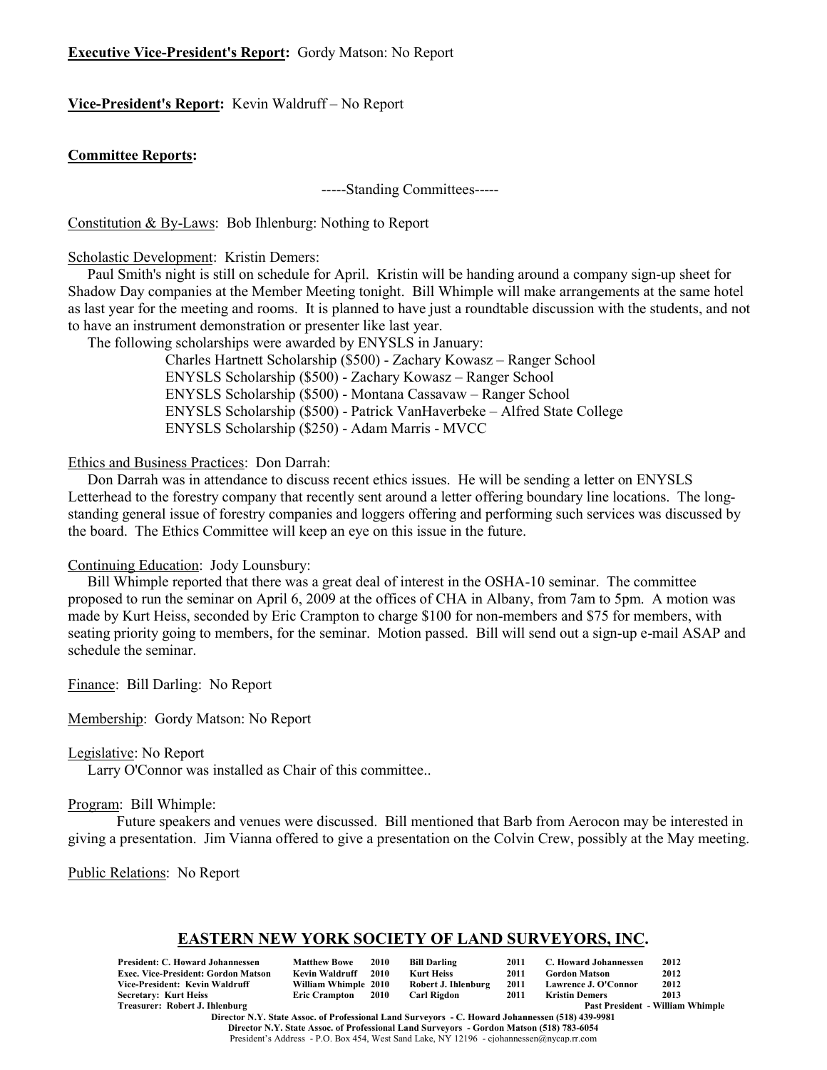**Executive Vice-President's Report:** Gordy Matson: No Report

**Vice-President's Report:** Kevin Waldruff – No Report

**Committee Reports:**

-----Standing Committees-----

Constitution & By-Laws: Bob Ihlenburg: Nothing to Report

Scholastic Development: Kristin Demers:

Paul Smith's night is still on schedule for April. Kristin will be handing around a company sign-up sheet for Shadow Day companies at the Member Meeting tonight. Bill Whimple will make arrangements at the same hotel as last year for the meeting and rooms. It is planned to have just a roundtable discussion with the students, and not to have an instrument demonstration or presenter like last year.

The following scholarships were awarded by ENYSLS in January:

- Charles Hartnett Scholarship ($500) - Zachary Kowasz – Ranger School
- ENYSLS Scholarship ($500) - Zachary Kowasz – Ranger School
- ENYSLS Scholarship ($500) - Montana Cassavaw – Ranger School
- ENYSLS Scholarship ($500) - Patrick VanHaverbeke – Alfred State College
- ENYSLS Scholarship ($250) - Adam Marris - MVCC

Ethics and Business Practices: Don Darrah:

Don Darrah was in attendance to discuss recent ethics issues. He will be sending a letter on ENYSLS Letterhead to the forestry company that recently sent around a letter offering boundary line locations. The long-standing general issue of forestry companies and loggers offering and performing such services was discussed by the board. The Ethics Committee will keep an eye on this issue in the future.

Continuing Education: Jody Lounsbury:

Bill Whimple reported that there was a great deal of interest in the OSHA-10 seminar. The committee proposed to run the seminar on April 6, 2009 at the offices of CHA in Albany, from 7am to 5pm. A motion was made by Kurt Heiss, seconded by Eric Crampton to charge $100 for non-members and $75 for members, with seating priority going to members, for the seminar. Motion passed. Bill will send out a sign-up e-mail ASAP and schedule the seminar.

Finance: Bill Darling: No Report

Membership: Gordy Matson: No Report

Legislative: No Report

Larry O'Connor was installed as Chair of this committee..

Program: Bill Whimple:

Future speakers and venues were discussed. Bill mentioned that Barb from Aerocon may be interested in giving a presentation. Jim Vianna offered to give a presentation on the Colvin Crew, possibly at the May meeting.

Public Relations: No Report

## EASTERN NEW YORK SOCIETY OF LAND SURVEYORS, INC.

| | | | | | | | |
|---|---|---|---|---|---|---|---|
| **President: C. Howard Johannessen** | **Matthew Bowe** | **2010** | **Bill Darling** | **2011** | **C. Howard Johannessen** | **2012** |
| **Exec. Vice-President: Gordon Matson** | **Kevin Waldruff** | **2010** | **Kurt Heiss** | **2011** | **Gordon Matson** | **2012** |
| **Vice-President: Kevin Waldruff** | **William Whimple** | **2010** | **Robert J. Ihlenburg** | **2011** | **Lawrence J. O'Connor** | **2012** |
| **Secretary: Kurt Heiss** | **Eric Crampton** | **2010** | **Carl Rigdon** | **2011** | **Kristin Demers** | **2013** |
| **Treasurer: Robert J. Ihlenburg** | | | | | **Past President - William Whimple** | |

**Director N.Y. State Assoc. of Professional Land Surveyors - C. Howard Johannessen (518) 439-9981**
**Director N.Y. State Assoc. of Professional Land Surveyors - Gordon Matson (518) 783-6054**
President's Address - P.O. Box 454, West Sand Lake, NY 12196 - cjohannessen@nycap.rr.com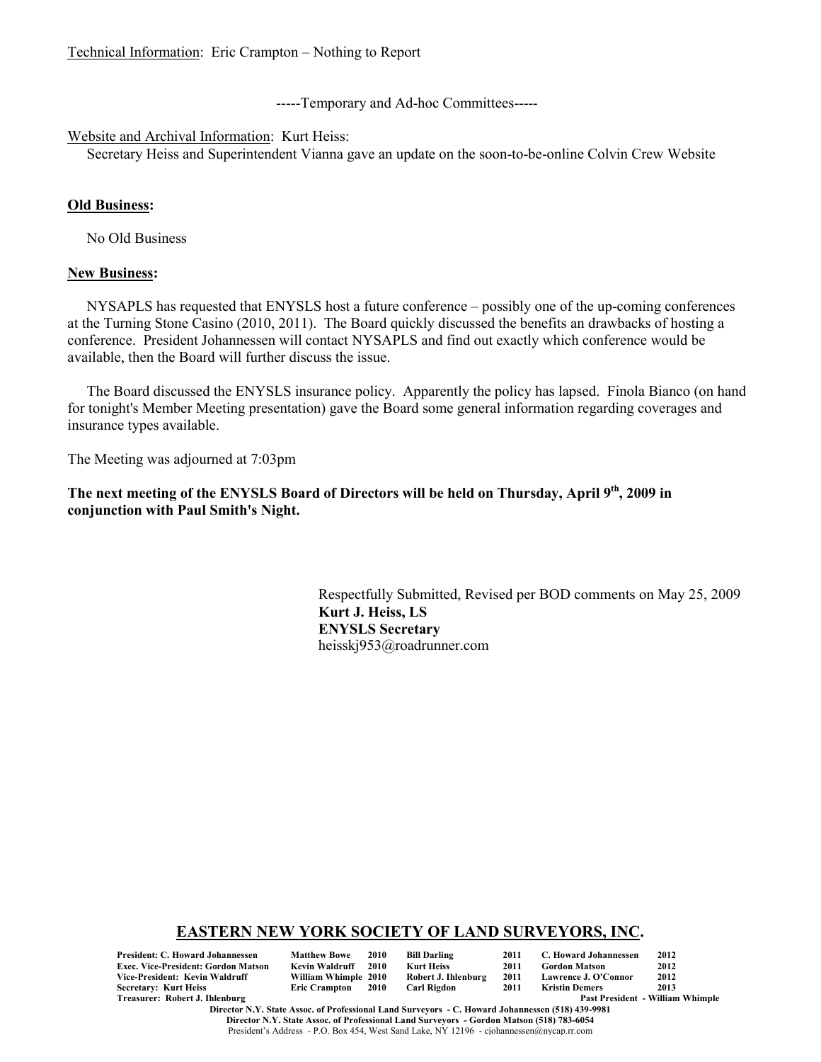Technical Information: Eric Crampton – Nothing to Report

-----Temporary and Ad-hoc Committees-----

Website and Archival Information: Kurt Heiss:

Secretary Heiss and Superintendent Vianna gave an update on the soon-to-be-online Colvin Crew Website

**Old Business:**

No Old Business

**New Business:**

NYSAPLS has requested that ENYSLS host a future conference – possibly one of the up-coming conferences at the Turning Stone Casino (2010, 2011). The Board quickly discussed the benefits an drawbacks of hosting a conference. President Johannessen will contact NYSAPLS and find out exactly which conference would be available, then the Board will further discuss the issue.

The Board discussed the ENYSLS insurance policy. Apparently the policy has lapsed. Finola Bianco (on hand for tonight's Member Meeting presentation) gave the Board some general information regarding coverages and insurance types available.

The Meeting was adjourned at 7:03pm

**The next meeting of the ENYSLS Board of Directors will be held on Thursday, April 9th, 2009 in conjunction with Paul Smith's Night.**

Respectfully Submitted, Revised per BOD comments on May 25, 2009
**Kurt J. Heiss, LS**
**ENYSLS Secretary**
heisskj953@roadrunner.com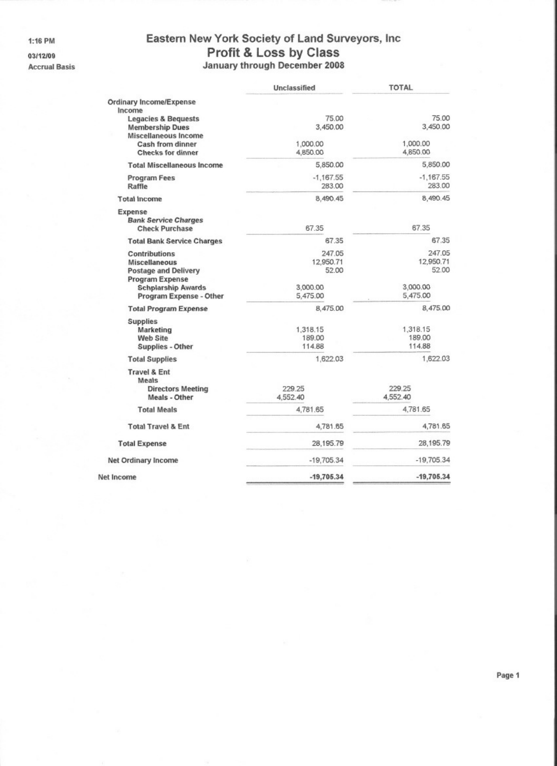1:16 PM

03/12/09

Accrual Basis

# Eastern New York Society of Land Surveyors, Inc
## Profit & Loss by Class
### January through December 2008

| | Unclassified | TOTAL |
|---|---|---|
| **Ordinary Income/Expense** | | |
| **Income** | | |
| **Legacies & Bequests** | 75.00 | 75.00 |
| **Membership Dues** | 3,450.00 | 3,450.00 |
| **Miscellaneous Income** | | |
| **Cash from dinner** | 1,000.00 | 1,000.00 |
| **Checks for dinner** | 4,850.00 | 4,850.00 |
| **Total Miscellaneous Income** | 5,850.00 | 5,850.00 |
| **Program Fees** | -1,167.55 | -1,167.55 |
| **Raffle** | 283.00 | 283.00 |
| **Total Income** | 8,490.45 | 8,490.45 |
| **Expense** | | |
| ***Bank Service Charges*** | | |
| **Check Purchase** | 67.35 | 67.35 |
| **Total Bank Service Charges** | 67.35 | 67.35 |
| **Contributions** | 247.05 | 247.05 |
| **Miscellaneous** | 12,950.71 | 12,950.71 |
| **Postage and Delivery** | 52.00 | 52.00 |
| **Program Expense** | | |
| **Schplarship Awards** | 3,000.00 | 3,000.00 |
| **Program Expense - Other** | 5,475.00 | 5,475.00 |
| **Total Program Expense** | 8,475.00 | 8,475.00 |
| **Supplies** | | |
| **Marketing** | 1,318.15 | 1,318.15 |
| **Web Site** | 189.00 | 189.00 |
| **Supplies - Other** | 114.88 | 114.88 |
| **Total Supplies** | 1,622.03 | 1,622.03 |
| **Travel & Ent** | | |
| **Meals** | | |
| **Directors Meeting** | 229.25 | 229.25 |
| **Meals - Other** | 4,552.40 | 4,552.40 |
| **Total Meals** | 4,781.65 | 4,781.65 |
| **Total Travel & Ent** | 4,781.65 | 4,781.65 |
| **Total Expense** | 28,195.79 | 28,195.79 |
| **Net Ordinary Income** | -19,705.34 | -19,705.34 |
| **Net Income** | **-19,705.34** | **-19,705.34** |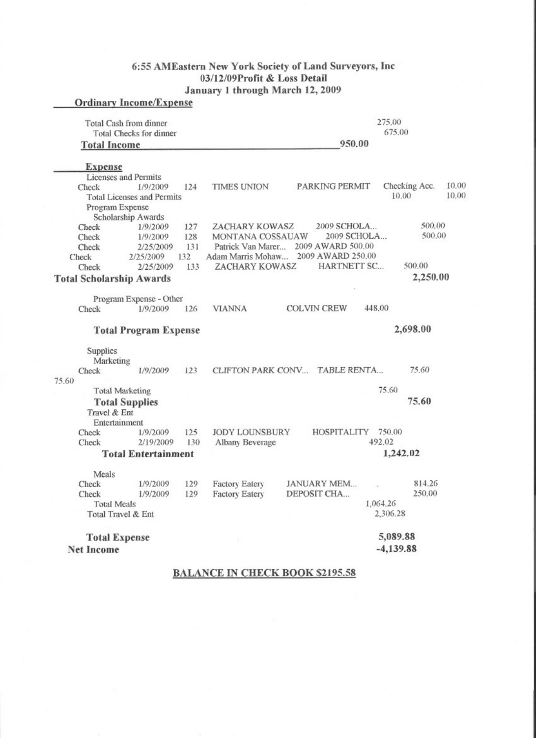# 6:55 AMEastern New York Society of Land Surveyors, Inc
## 03/12/09Profit & Loss Detail
## January 1 through March 12, 2009

**Ordinary Income/Expense**

| | | | | | | | |
|---|---|---|---|---|---|---|---|
| Total Cash from dinner | | | | | | 275.00 | |
| Total Checks for dinner | | | | | | 675.00 | |
| **Total Income** | | | | | 950.00 | | |
| **Expense** | | | | | | | |
| Licenses and Permits | | | | | | | |
| Check | 1/9/2009 | 124 | TIMES UNION | PARKING PERMIT | | Checking Acc. | 10.00 |
| Total Licenses and Permits | | | | | | 10.00 | 10.00 |
| Program Expense | | | | | | | |
| Scholarship Awards | | | | | | | |
| Check | 1/9/2009 | 127 | ZACHARY KOWASZ | 2009 SCHOLA... | | 500.00 | |
| Check | 1/9/2009 | 128 | MONTANA COSSAUAW | 2009 SCHOLA... | | 500.00 | |
| Check | 2/25/2009 | 131 | Patrick Van Marer... | 2009 AWARD 500.00 | | | |
| Check | 2/25/2009 | 132 | Adam Marris Mohaw... | 2009 AWARD 250.00 | | | |
| Check | 2/25/2009 | 133 | ZACHARY KOWASZ | HARTNETT SC... | | 500.00 | |
| **Total Scholarship Awards** | | | | | | 2,250.00 | |
| Program Expense - Other | | | | | | | |
| Check | 1/9/2009 | 126 | VIANNA | COLVIN CREW | 448.00 | | |
| **Total Program Expense** | | | | | | 2,698.00 | |
| Supplies | | | | | | | |
| Marketing | | | | | | | |
| Check | 1/9/2009 | 123 | CLIFTON PARK CONV... | TABLE RENTA... | | 75.60 | |
| 75.60 | | | | | | | |
| Total Marketing | | | | | | 75.60 | |
| **Total Supplies** | | | | | | 75.60 | |
| Travel & Ent | | | | | | | |
| Entertainment | | | | | | | |
| Check | 1/9/2009 | 125 | JODY LOUNSBURY | HOSPITALITY | 750.00 | | |
| Check | 2/19/2009 | 130 | Albany Beverage | | 492.02 | | |
| **Total Entertainment** | | | | | | 1,242.02 | |
| Meals | | | | | | | |
| Check | 1/9/2009 | 129 | Factory Eatery | JANUARY MEM... | | 814.26 | |
| Check | 1/9/2009 | 129 | Factory Eatery | DEPOSIT CHA... | | 250.00 | |
| Total Meals | | | | | | 1,064.26 | |
| Total Travel & Ent | | | | | | 2,306.28 | |
| **Total Expense** | | | | | | 5,089.88 | |
| **Net Income** | | | | | | -4,139.88 | |

**BALANCE IN CHECK BOOK $2195.58**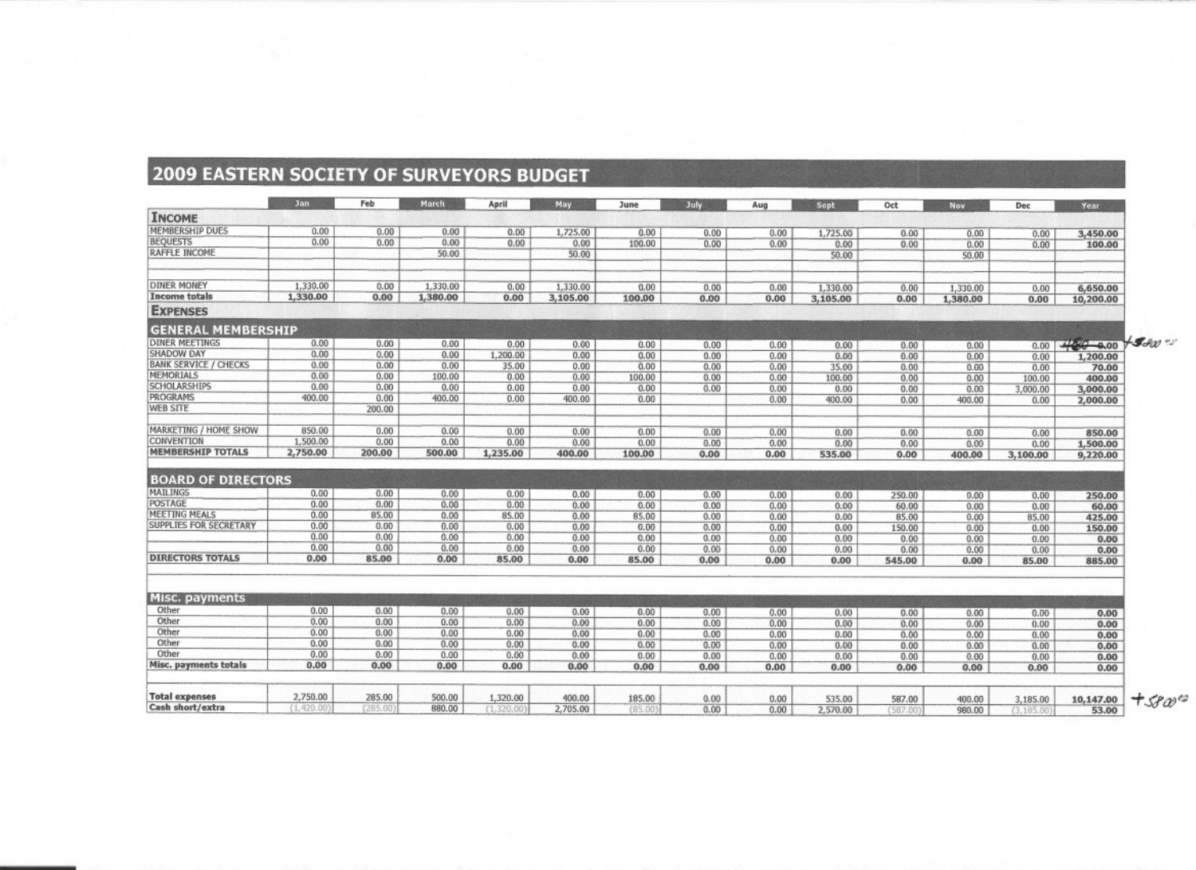# 2009 EASTERN SOCIETY OF SURVEYORS BUDGET

| | Jan | Feb | March | April | May | June | July | Aug | Sept | Oct | Nov | Dec | Year |
|---|---|---|---|---|---|---|---|---|---|---|---|---|---|
| **INCOME** | | | | | | | | | | | | | |
| MEMBERSHIP DUES | 0.00 | 0.00 | 0.00 | 0.00 | 1,725.00 | 0.00 | 0.00 | 0.00 | 1,725.00 | 0.00 | 0.00 | 0.00 | 3,450.00 |
| BEQUESTS | 0.00 | 0.00 | 0.00 | 0.00 | 0.00 | 100.00 | 0.00 | 0.00 | 0.00 | 0.00 | 0.00 | 0.00 | 100.00 |
| RAFFLE INCOME | | | 50.00 | | 50.00 | | | | 50.00 | | 50.00 | | |
| | | | | | | | | | | | | | |
| DINER MONEY | 1,330.00 | 0.00 | 1,330.00 | 0.00 | 1,330.00 | 0.00 | 0.00 | 0.00 | 1,330.00 | 0.00 | 1,330.00 | 0.00 | 6,650.00 |
| **Income totals** | **1,330.00** | **0.00** | **1,380.00** | **0.00** | **3,105.00** | **100.00** | **0.00** | **0.00** | **3,105.00** | **0.00** | **1,380.00** | **0.00** | **10,200.00** |
| **EXPENSES** | | | | | | | | | | | | | |
| **GENERAL MEMBERSHIP** | | | | | | | | | | | | | |
| DINER MEETINGS | 0.00 | 0.00 | 0.00 | 0.00 | 0.00 | 0.00 | 0.00 | 0.00 | 0.00 | 0.00 | 0.00 | 0.00 | ~~0.00~~ 480 + 580.00 |
| SHADOW DAY | 0.00 | 0.00 | 0.00 | 1,200.00 | 0.00 | 0.00 | 0.00 | 0.00 | 0.00 | 0.00 | 0.00 | 0.00 | 1,200.00 |
| BANK SERVICE / CHECKS | 0.00 | 0.00 | 0.00 | 35.00 | 0.00 | 0.00 | 0.00 | 0.00 | 35.00 | 0.00 | 0.00 | 0.00 | 70.00 |
| MEMORIALS | 0.00 | 0.00 | 100.00 | 0.00 | 0.00 | 100.00 | 0.00 | 0.00 | 100.00 | 0.00 | 0.00 | 100.00 | 400.00 |
| SCHOLARSHIPS | 0.00 | 0.00 | 0.00 | 0.00 | 0.00 | 0.00 | 0.00 | 0.00 | 0.00 | 0.00 | 0.00 | 3,000.00 | 3,000.00 |
| PROGRAMS | 400.00 | 0.00 | 400.00 | 0.00 | 400.00 | 0.00 | | 0.00 | 400.00 | 0.00 | 400.00 | 0.00 | 2,000.00 |
| WEB SITE | | 200.00 | | | | | | | | | | | |
| | | | | | | | | | | | | | |
| MARKETING / HOME SHOW | 850.00 | 0.00 | 0.00 | 0.00 | 0.00 | 0.00 | 0.00 | 0.00 | 0.00 | 0.00 | 0.00 | 0.00 | 850.00 |
| CONVENTION | 1,500.00 | 0.00 | 0.00 | 0.00 | 0.00 | 0.00 | 0.00 | 0.00 | 0.00 | 0.00 | 0.00 | 0.00 | 1,500.00 |
| **MEMBERSHIP TOTALS** | **2,750.00** | **200.00** | **500.00** | **1,235.00** | **400.00** | **100.00** | **0.00** | **0.00** | **535.00** | **0.00** | **400.00** | **3,100.00** | **9,220.00** |
| **BOARD OF DIRECTORS** | | | | | | | | | | | | | |
| MAILINGS | 0.00 | 0.00 | 0.00 | 0.00 | 0.00 | 0.00 | 0.00 | 0.00 | 0.00 | 250.00 | 0.00 | 0.00 | 250.00 |
| POSTAGE | 0.00 | 0.00 | 0.00 | 0.00 | 0.00 | 0.00 | 0.00 | 0.00 | 0.00 | 60.00 | 0.00 | 0.00 | 60.00 |
| MEETING MEALS | 0.00 | 85.00 | 0.00 | 85.00 | 0.00 | 85.00 | 0.00 | 0.00 | 0.00 | 85.00 | 0.00 | 85.00 | 425.00 |
| SUPPLIES FOR SECRETARY | 0.00 | 0.00 | 0.00 | 0.00 | 0.00 | 0.00 | 0.00 | 0.00 | 0.00 | 150.00 | 0.00 | 0.00 | 150.00 |
| | 0.00 | 0.00 | 0.00 | 0.00 | 0.00 | 0.00 | 0.00 | 0.00 | 0.00 | 0.00 | 0.00 | 0.00 | 0.00 |
| | 0.00 | 0.00 | 0.00 | 0.00 | 0.00 | 0.00 | 0.00 | 0.00 | 0.00 | 0.00 | 0.00 | 0.00 | 0.00 |
| **DIRECTORS TOTALS** | **0.00** | **85.00** | **0.00** | **85.00** | **0.00** | **85.00** | **0.00** | **0.00** | **0.00** | **545.00** | **0.00** | **85.00** | **885.00** |
| **Misc. payments** | | | | | | | | | | | | | |
| Other | 0.00 | 0.00 | 0.00 | 0.00 | 0.00 | 0.00 | 0.00 | 0.00 | 0.00 | 0.00 | 0.00 | 0.00 | 0.00 |
| Other | 0.00 | 0.00 | 0.00 | 0.00 | 0.00 | 0.00 | 0.00 | 0.00 | 0.00 | 0.00 | 0.00 | 0.00 | 0.00 |
| Other | 0.00 | 0.00 | 0.00 | 0.00 | 0.00 | 0.00 | 0.00 | 0.00 | 0.00 | 0.00 | 0.00 | 0.00 | 0.00 |
| Other | 0.00 | 0.00 | 0.00 | 0.00 | 0.00 | 0.00 | 0.00 | 0.00 | 0.00 | 0.00 | 0.00 | 0.00 | 0.00 |
| Other | 0.00 | 0.00 | 0.00 | 0.00 | 0.00 | 0.00 | 0.00 | 0.00 | 0.00 | 0.00 | 0.00 | 0.00 | 0.00 |
| **Misc. payments totals** | **0.00** | **0.00** | **0.00** | **0.00** | **0.00** | **0.00** | **0.00** | **0.00** | **0.00** | **0.00** | **0.00** | **0.00** | **0.00** |
| | | | | | | | | | | | | | |
| **Total expenses** | 2,750.00 | 285.00 | 500.00 | 1,320.00 | 400.00 | 185.00 | 0.00 | 0.00 | 535.00 | 587.00 | 400.00 | 3,185.00 | **10,147.00** + 580.00 |
| **Cash short/extra** | (1,420.00) | (285.00) | 880.00 | (1,320.00) | 2,705.00 | (85.00) | 0.00 | 0.00 | 2,570.00 | (587.00) | 980.00 | (3,185.00) | **53.00** |